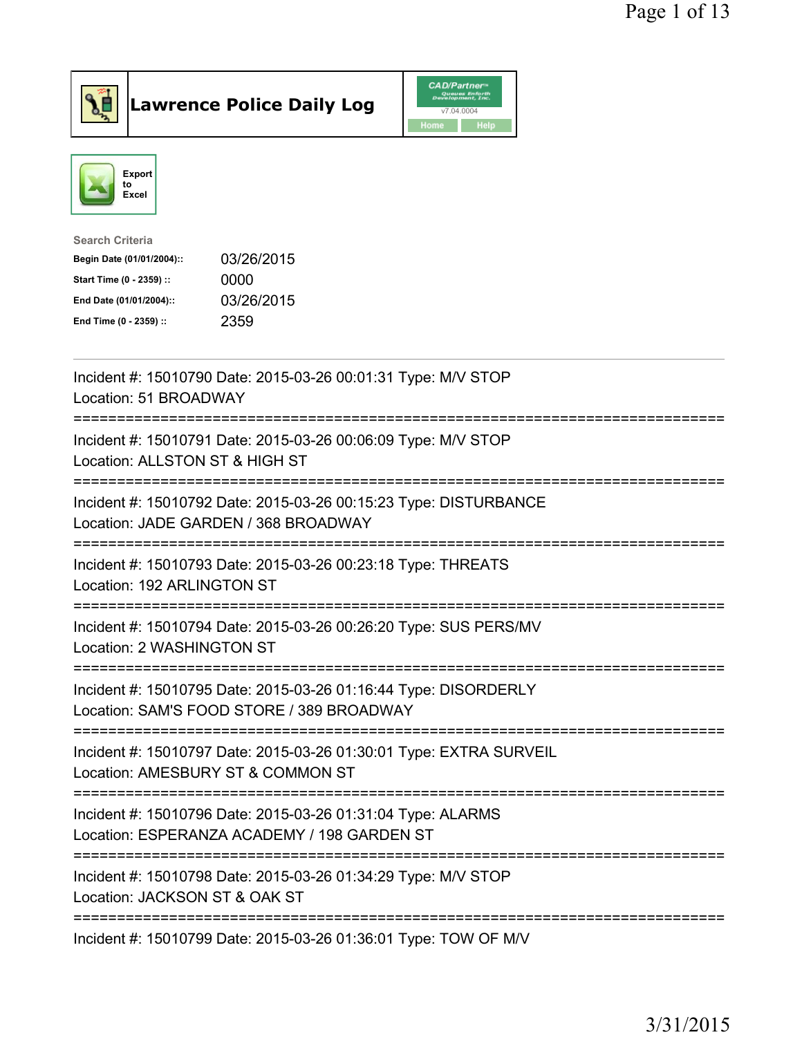# Lawrence Police Daily Log

CAD/Partner v7.04.0004

Home | Help

Export to Excel

**Search Criteria**

| | |
|---|---|
| **Begin Date (01/01/2004)::** | 03/26/2015 |
| **Start Time (0 - 2359) ::** | 0000 |
| **End Date (01/01/2004)::** | 03/26/2015 |
| **End Time (0 - 2359) ::** | 2359 |

---

Incident #: 15010790 Date: 2015-03-26 00:01:31 Type: M/V STOP
Location: 51 BROADWAY

===========================================================================

Incident #: 15010791 Date: 2015-03-26 00:06:09 Type: M/V STOP
Location: ALLSTON ST & HIGH ST

===========================================================================

Incident #: 15010792 Date: 2015-03-26 00:15:23 Type: DISTURBANCE
Location: JADE GARDEN / 368 BROADWAY

===========================================================================

Incident #: 15010793 Date: 2015-03-26 00:23:18 Type: THREATS
Location: 192 ARLINGTON ST

===========================================================================

Incident #: 15010794 Date: 2015-03-26 00:26:20 Type: SUS PERS/MV
Location: 2 WASHINGTON ST

===========================================================================

Incident #: 15010795 Date: 2015-03-26 01:16:44 Type: DISORDERLY
Location: SAM'S FOOD STORE / 389 BROADWAY

===========================================================================

Incident #: 15010797 Date: 2015-03-26 01:30:01 Type: EXTRA SURVEIL
Location: AMESBURY ST & COMMON ST

===========================================================================

Incident #: 15010796 Date: 2015-03-26 01:31:04 Type: ALARMS
Location: ESPERANZA ACADEMY / 198 GARDEN ST

===========================================================================

Incident #: 15010798 Date: 2015-03-26 01:34:29 Type: M/V STOP
Location: JACKSON ST & OAK ST

===========================================================================

Incident #: 15010799 Date: 2015-03-26 01:36:01 Type: TOW OF M/V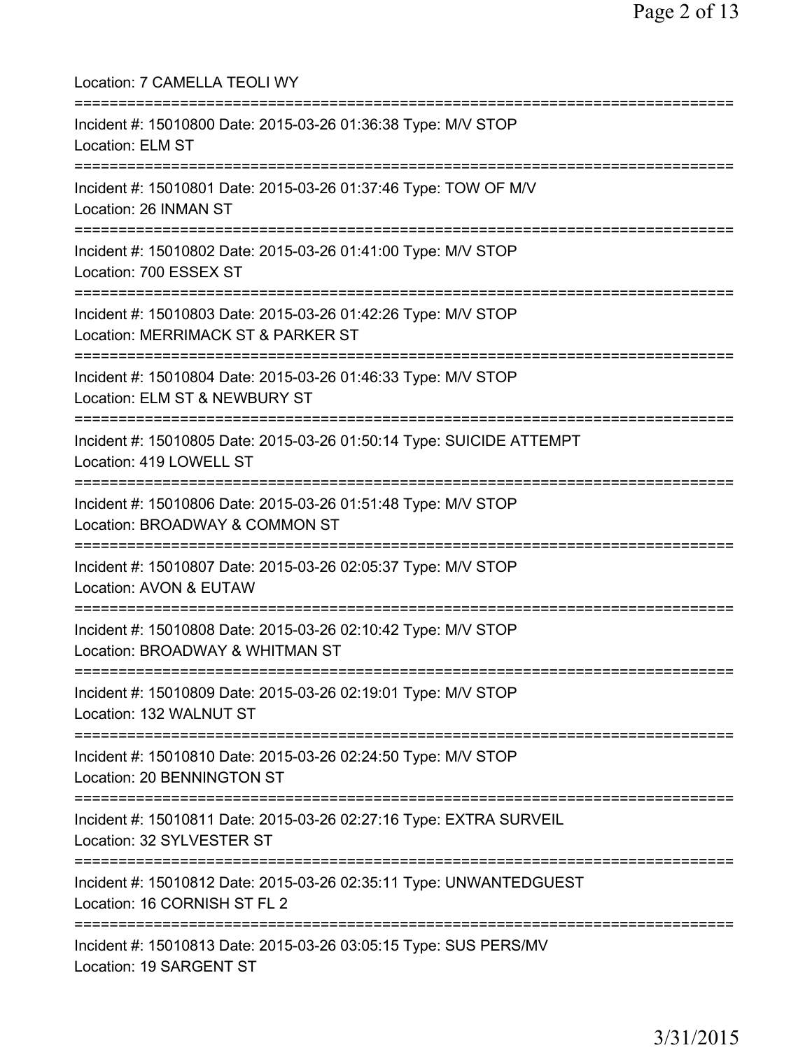Location: 7 CAMELLA TEOLI WY

===========================================================================

Incident #: 15010800 Date: 2015-03-26 01:36:38 Type: M/V STOP
Location: ELM ST

===========================================================================

Incident #: 15010801 Date: 2015-03-26 01:37:46 Type: TOW OF M/V
Location: 26 INMAN ST

===========================================================================

Incident #: 15010802 Date: 2015-03-26 01:41:00 Type: M/V STOP
Location: 700 ESSEX ST

===========================================================================

Incident #: 15010803 Date: 2015-03-26 01:42:26 Type: M/V STOP
Location: MERRIMACK ST & PARKER ST

===========================================================================

Incident #: 15010804 Date: 2015-03-26 01:46:33 Type: M/V STOP
Location: ELM ST & NEWBURY ST

===========================================================================

Incident #: 15010805 Date: 2015-03-26 01:50:14 Type: SUICIDE ATTEMPT
Location: 419 LOWELL ST

===========================================================================

Incident #: 15010806 Date: 2015-03-26 01:51:48 Type: M/V STOP
Location: BROADWAY & COMMON ST

===========================================================================

Incident #: 15010807 Date: 2015-03-26 02:05:37 Type: M/V STOP
Location: AVON & EUTAW

===========================================================================

Incident #: 15010808 Date: 2015-03-26 02:10:42 Type: M/V STOP
Location: BROADWAY & WHITMAN ST

===========================================================================

Incident #: 15010809 Date: 2015-03-26 02:19:01 Type: M/V STOP
Location: 132 WALNUT ST

===========================================================================

Incident #: 15010810 Date: 2015-03-26 02:24:50 Type: M/V STOP
Location: 20 BENNINGTON ST

===========================================================================

Incident #: 15010811 Date: 2015-03-26 02:27:16 Type: EXTRA SURVEIL
Location: 32 SYLVESTER ST

===========================================================================

Incident #: 15010812 Date: 2015-03-26 02:35:11 Type: UNWANTEDGUEST
Location: 16 CORNISH ST FL 2

===========================================================================

Incident #: 15010813 Date: 2015-03-26 03:05:15 Type: SUS PERS/MV
Location: 19 SARGENT ST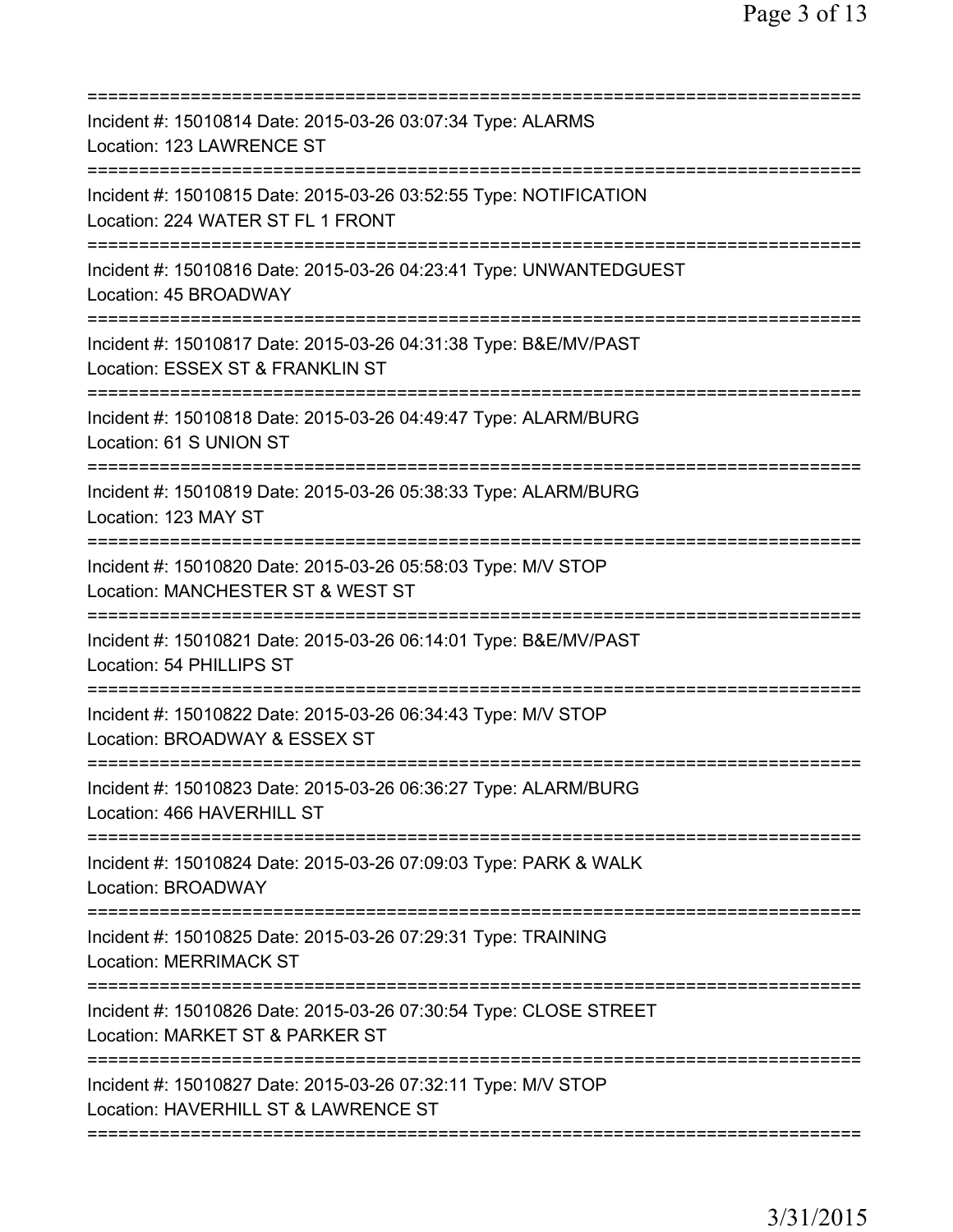Incident #: 15010814 Date: 2015-03-26 03:07:34 Type: ALARMS
Location: 123 LAWRENCE ST

Incident #: 15010815 Date: 2015-03-26 03:52:55 Type: NOTIFICATION
Location: 224 WATER ST FL 1 FRONT

Incident #: 15010816 Date: 2015-03-26 04:23:41 Type: UNWANTEDGUEST
Location: 45 BROADWAY

Incident #: 15010817 Date: 2015-03-26 04:31:38 Type: B&E/MV/PAST
Location: ESSEX ST & FRANKLIN ST

Incident #: 15010818 Date: 2015-03-26 04:49:47 Type: ALARM/BURG
Location: 61 S UNION ST

Incident #: 15010819 Date: 2015-03-26 05:38:33 Type: ALARM/BURG
Location: 123 MAY ST

Incident #: 15010820 Date: 2015-03-26 05:58:03 Type: M/V STOP
Location: MANCHESTER ST & WEST ST

Incident #: 15010821 Date: 2015-03-26 06:14:01 Type: B&E/MV/PAST
Location: 54 PHILLIPS ST

Incident #: 15010822 Date: 2015-03-26 06:34:43 Type: M/V STOP
Location: BROADWAY & ESSEX ST

Incident #: 15010823 Date: 2015-03-26 06:36:27 Type: ALARM/BURG
Location: 466 HAVERHILL ST

Incident #: 15010824 Date: 2015-03-26 07:09:03 Type: PARK & WALK
Location: BROADWAY

Incident #: 15010825 Date: 2015-03-26 07:29:31 Type: TRAINING
Location: MERRIMACK ST

Incident #: 15010826 Date: 2015-03-26 07:30:54 Type: CLOSE STREET
Location: MARKET ST & PARKER ST

Incident #: 15010827 Date: 2015-03-26 07:32:11 Type: M/V STOP
Location: HAVERHILL ST & LAWRENCE ST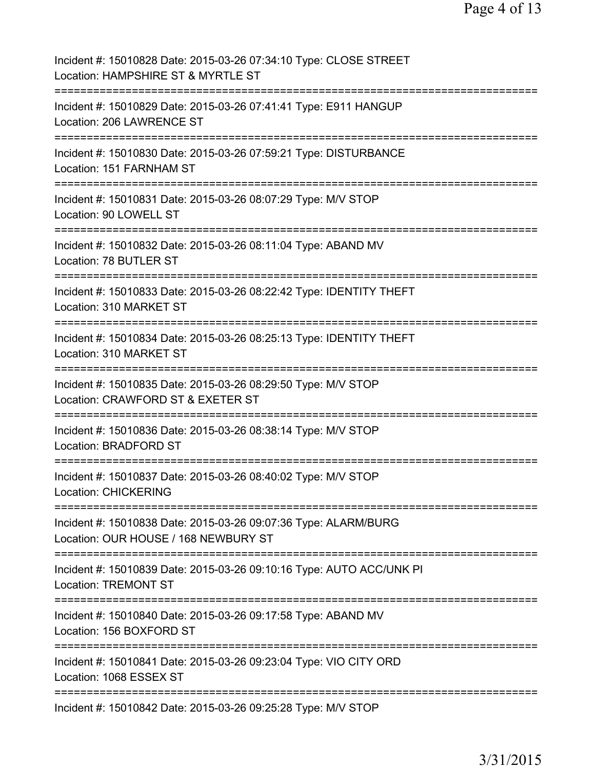Incident #: 15010828 Date: 2015-03-26 07:34:10 Type: CLOSE STREET
Location: HAMPSHIRE ST & MYRTLE ST

===========================================================================

Incident #: 15010829 Date: 2015-03-26 07:41:41 Type: E911 HANGUP
Location: 206 LAWRENCE ST

===========================================================================

Incident #: 15010830 Date: 2015-03-26 07:59:21 Type: DISTURBANCE
Location: 151 FARNHAM ST

===========================================================================

Incident #: 15010831 Date: 2015-03-26 08:07:29 Type: M/V STOP
Location: 90 LOWELL ST

===========================================================================

Incident #: 15010832 Date: 2015-03-26 08:11:04 Type: ABAND MV
Location: 78 BUTLER ST

===========================================================================

Incident #: 15010833 Date: 2015-03-26 08:22:42 Type: IDENTITY THEFT
Location: 310 MARKET ST

===========================================================================

Incident #: 15010834 Date: 2015-03-26 08:25:13 Type: IDENTITY THEFT
Location: 310 MARKET ST

===========================================================================

Incident #: 15010835 Date: 2015-03-26 08:29:50 Type: M/V STOP
Location: CRAWFORD ST & EXETER ST

===========================================================================

Incident #: 15010836 Date: 2015-03-26 08:38:14 Type: M/V STOP
Location: BRADFORD ST

===========================================================================

Incident #: 15010837 Date: 2015-03-26 08:40:02 Type: M/V STOP
Location: CHICKERING

===========================================================================

Incident #: 15010838 Date: 2015-03-26 09:07:36 Type: ALARM/BURG
Location: OUR HOUSE / 168 NEWBURY ST

===========================================================================

Incident #: 15010839 Date: 2015-03-26 09:10:16 Type: AUTO ACC/UNK PI
Location: TREMONT ST

===========================================================================

Incident #: 15010840 Date: 2015-03-26 09:17:58 Type: ABAND MV
Location: 156 BOXFORD ST

===========================================================================

Incident #: 15010841 Date: 2015-03-26 09:23:04 Type: VIO CITY ORD
Location: 1068 ESSEX ST

===========================================================================

Incident #: 15010842 Date: 2015-03-26 09:25:28 Type: M/V STOP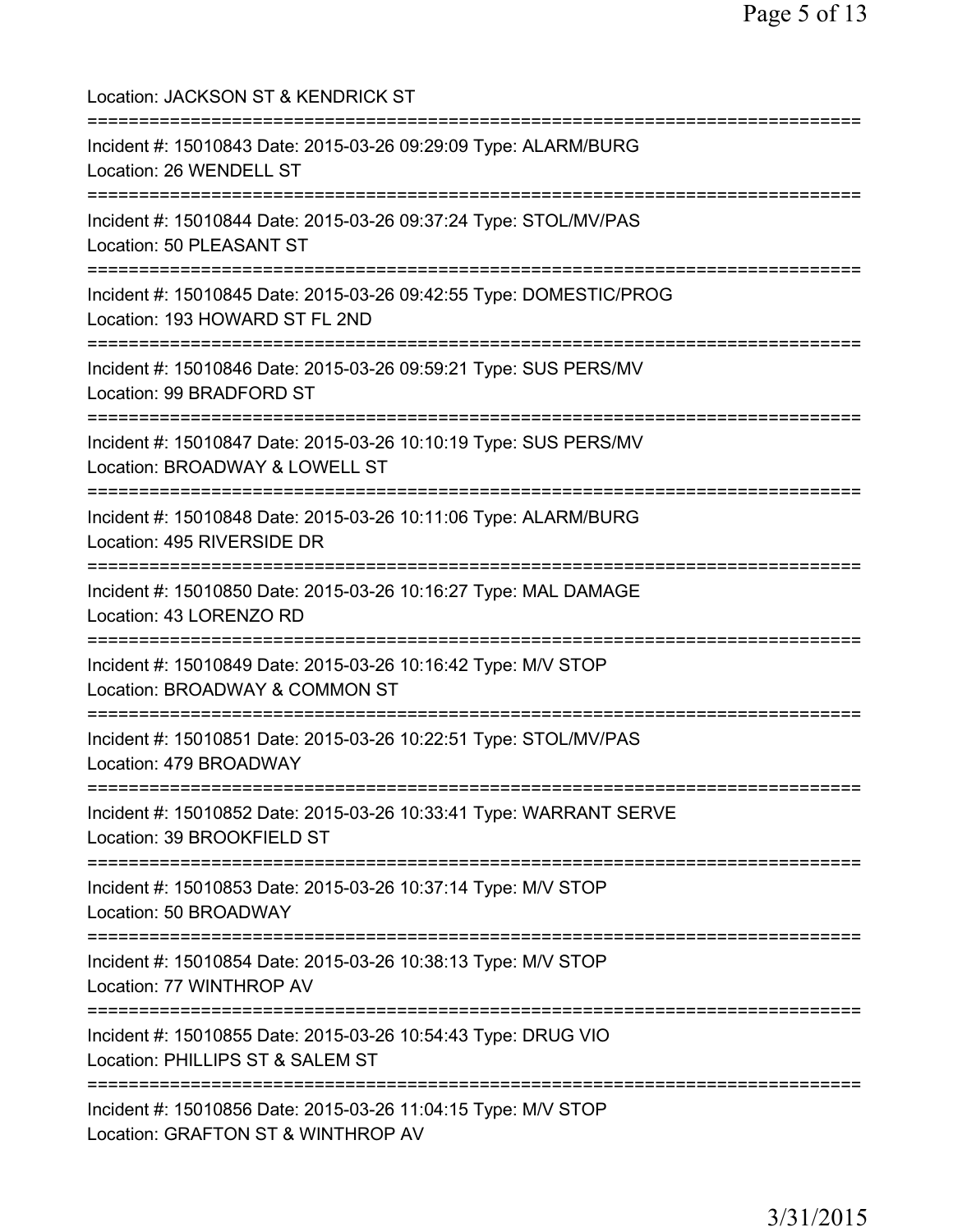Location: JACKSON ST & KENDRICK ST

===========================================================================

Incident #: 15010843 Date: 2015-03-26 09:29:09 Type: ALARM/BURG
Location: 26 WENDELL ST

===========================================================================

Incident #: 15010844 Date: 2015-03-26 09:37:24 Type: STOL/MV/PAS
Location: 50 PLEASANT ST

===========================================================================

Incident #: 15010845 Date: 2015-03-26 09:42:55 Type: DOMESTIC/PROG
Location: 193 HOWARD ST FL 2ND

===========================================================================

Incident #: 15010846 Date: 2015-03-26 09:59:21 Type: SUS PERS/MV
Location: 99 BRADFORD ST

===========================================================================

Incident #: 15010847 Date: 2015-03-26 10:10:19 Type: SUS PERS/MV
Location: BROADWAY & LOWELL ST

===========================================================================

Incident #: 15010848 Date: 2015-03-26 10:11:06 Type: ALARM/BURG
Location: 495 RIVERSIDE DR

===========================================================================

Incident #: 15010850 Date: 2015-03-26 10:16:27 Type: MAL DAMAGE
Location: 43 LORENZO RD

===========================================================================

Incident #: 15010849 Date: 2015-03-26 10:16:42 Type: M/V STOP
Location: BROADWAY & COMMON ST

===========================================================================

Incident #: 15010851 Date: 2015-03-26 10:22:51 Type: STOL/MV/PAS
Location: 479 BROADWAY

===========================================================================

Incident #: 15010852 Date: 2015-03-26 10:33:41 Type: WARRANT SERVE
Location: 39 BROOKFIELD ST

===========================================================================

Incident #: 15010853 Date: 2015-03-26 10:37:14 Type: M/V STOP
Location: 50 BROADWAY

===========================================================================

Incident #: 15010854 Date: 2015-03-26 10:38:13 Type: M/V STOP
Location: 77 WINTHROP AV

===========================================================================

Incident #: 15010855 Date: 2015-03-26 10:54:43 Type: DRUG VIO
Location: PHILLIPS ST & SALEM ST

===========================================================================

Incident #: 15010856 Date: 2015-03-26 11:04:15 Type: M/V STOP
Location: GRAFTON ST & WINTHROP AV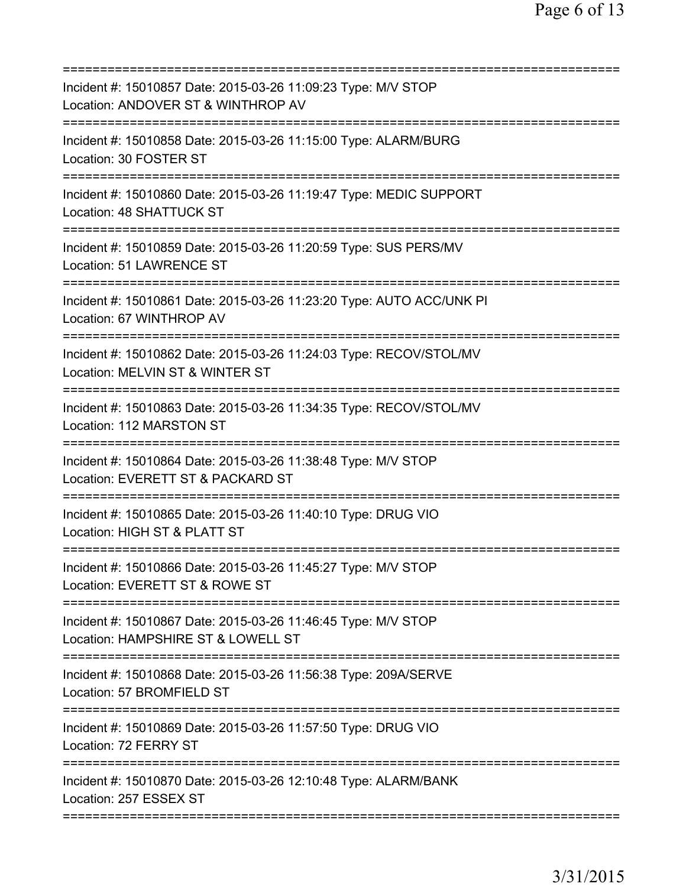==============================================================================
Incident #: 15010857 Date: 2015-03-26 11:09:23 Type: M/V STOP
Location: ANDOVER ST & WINTHROP AV
==============================================================================
Incident #: 15010858 Date: 2015-03-26 11:15:00 Type: ALARM/BURG
Location: 30 FOSTER ST
==============================================================================
Incident #: 15010860 Date: 2015-03-26 11:19:47 Type: MEDIC SUPPORT
Location: 48 SHATTUCK ST
==============================================================================
Incident #: 15010859 Date: 2015-03-26 11:20:59 Type: SUS PERS/MV
Location: 51 LAWRENCE ST
==============================================================================
Incident #: 15010861 Date: 2015-03-26 11:23:20 Type: AUTO ACC/UNK PI
Location: 67 WINTHROP AV
==============================================================================
Incident #: 15010862 Date: 2015-03-26 11:24:03 Type: RECOV/STOL/MV
Location: MELVIN ST & WINTER ST
==============================================================================
Incident #: 15010863 Date: 2015-03-26 11:34:35 Type: RECOV/STOL/MV
Location: 112 MARSTON ST
==============================================================================
Incident #: 15010864 Date: 2015-03-26 11:38:48 Type: M/V STOP
Location: EVERETT ST & PACKARD ST
==============================================================================
Incident #: 15010865 Date: 2015-03-26 11:40:10 Type: DRUG VIO
Location: HIGH ST & PLATT ST
==============================================================================
Incident #: 15010866 Date: 2015-03-26 11:45:27 Type: M/V STOP
Location: EVERETT ST & ROWE ST
==============================================================================
Incident #: 15010867 Date: 2015-03-26 11:46:45 Type: M/V STOP
Location: HAMPSHIRE ST & LOWELL ST
==============================================================================
Incident #: 15010868 Date: 2015-03-26 11:56:38 Type: 209A/SERVE
Location: 57 BROMFIELD ST
==============================================================================
Incident #: 15010869 Date: 2015-03-26 11:57:50 Type: DRUG VIO
Location: 72 FERRY ST
==============================================================================
Incident #: 15010870 Date: 2015-03-26 12:10:48 Type: ALARM/BANK
Location: 257 ESSEX ST
==============================================================================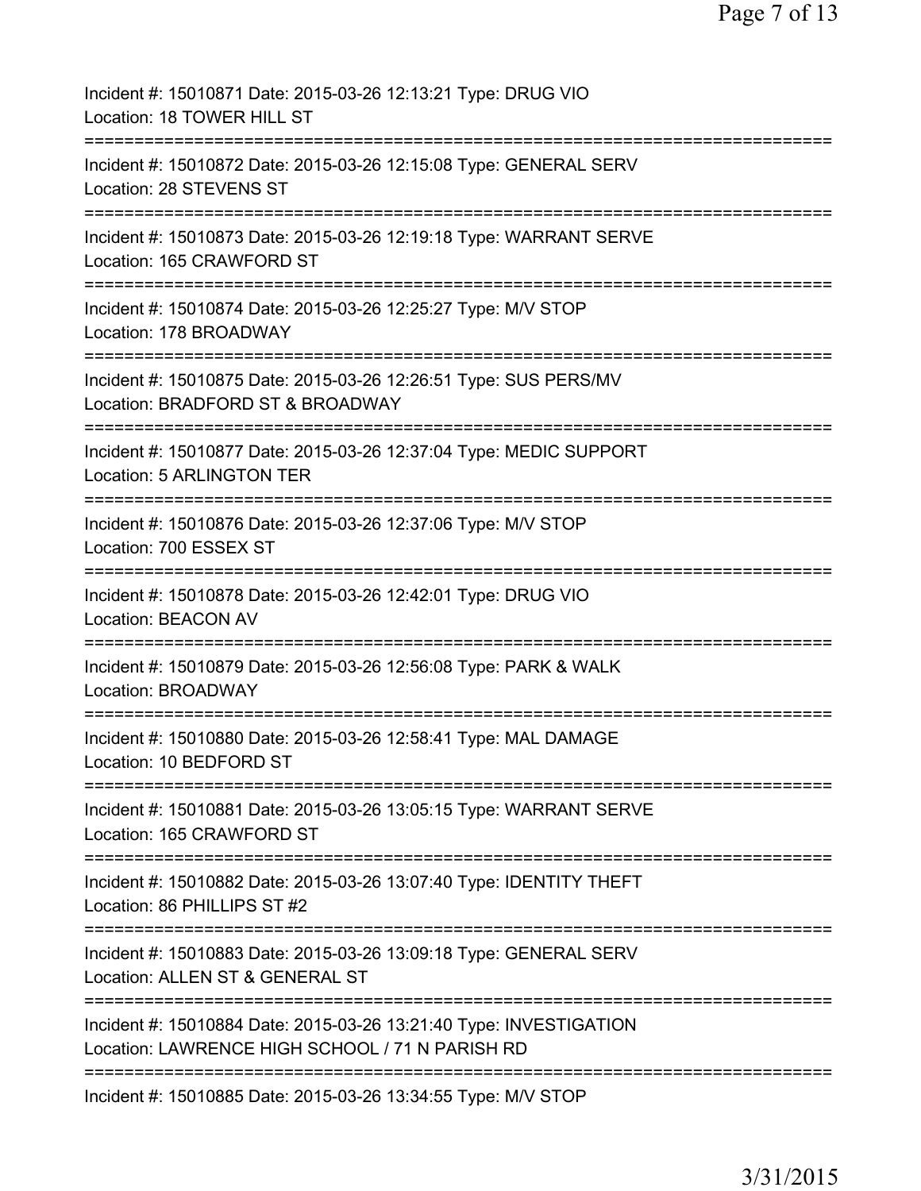Incident #: 15010871 Date: 2015-03-26 12:13:21 Type: DRUG VIO
Location: 18 TOWER HILL ST

===========================================================================

Incident #: 15010872 Date: 2015-03-26 12:15:08 Type: GENERAL SERV
Location: 28 STEVENS ST

===========================================================================

Incident #: 15010873 Date: 2015-03-26 12:19:18 Type: WARRANT SERVE
Location: 165 CRAWFORD ST

===========================================================================

Incident #: 15010874 Date: 2015-03-26 12:25:27 Type: M/V STOP
Location: 178 BROADWAY

===========================================================================

Incident #: 15010875 Date: 2015-03-26 12:26:51 Type: SUS PERS/MV
Location: BRADFORD ST & BROADWAY

===========================================================================

Incident #: 15010877 Date: 2015-03-26 12:37:04 Type: MEDIC SUPPORT
Location: 5 ARLINGTON TER

===========================================================================

Incident #: 15010876 Date: 2015-03-26 12:37:06 Type: M/V STOP
Location: 700 ESSEX ST

===========================================================================

Incident #: 15010878 Date: 2015-03-26 12:42:01 Type: DRUG VIO
Location: BEACON AV

===========================================================================

Incident #: 15010879 Date: 2015-03-26 12:56:08 Type: PARK & WALK
Location: BROADWAY

===========================================================================

Incident #: 15010880 Date: 2015-03-26 12:58:41 Type: MAL DAMAGE
Location: 10 BEDFORD ST

===========================================================================

Incident #: 15010881 Date: 2015-03-26 13:05:15 Type: WARRANT SERVE
Location: 165 CRAWFORD ST

===========================================================================

Incident #: 15010882 Date: 2015-03-26 13:07:40 Type: IDENTITY THEFT
Location: 86 PHILLIPS ST #2

===========================================================================

Incident #: 15010883 Date: 2015-03-26 13:09:18 Type: GENERAL SERV
Location: ALLEN ST & GENERAL ST

===========================================================================

Incident #: 15010884 Date: 2015-03-26 13:21:40 Type: INVESTIGATION
Location: LAWRENCE HIGH SCHOOL / 71 N PARISH RD

===========================================================================

Incident #: 15010885 Date: 2015-03-26 13:34:55 Type: M/V STOP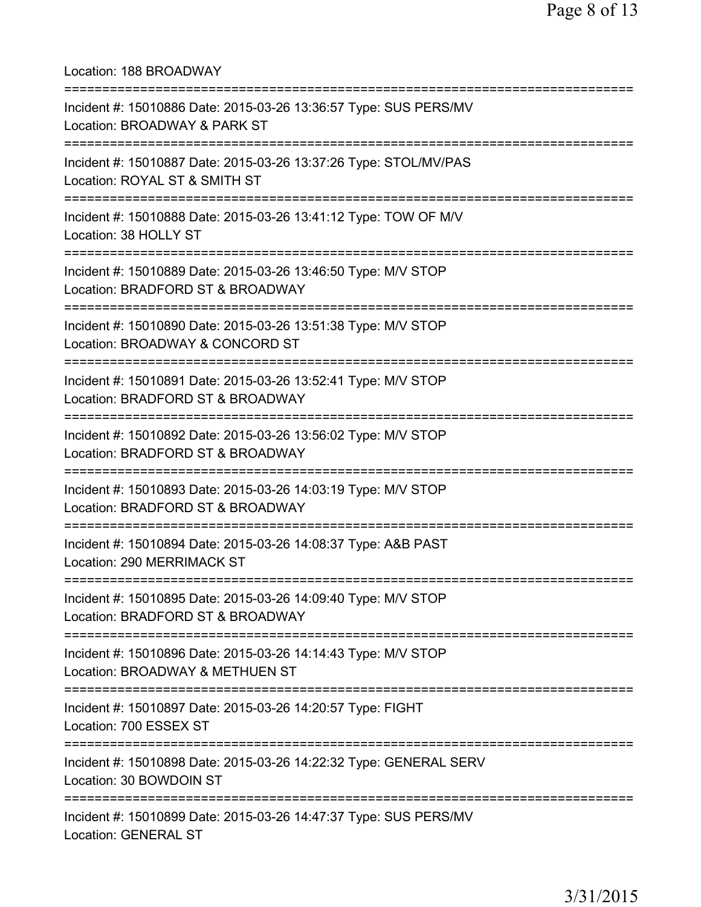Location: 188 BROADWAY

===========================================================================

Incident #: 15010886 Date: 2015-03-26 13:36:57 Type: SUS PERS/MV
Location: BROADWAY & PARK ST

===========================================================================

Incident #: 15010887 Date: 2015-03-26 13:37:26 Type: STOL/MV/PAS
Location: ROYAL ST & SMITH ST

===========================================================================

Incident #: 15010888 Date: 2015-03-26 13:41:12 Type: TOW OF M/V
Location: 38 HOLLY ST

===========================================================================

Incident #: 15010889 Date: 2015-03-26 13:46:50 Type: M/V STOP
Location: BRADFORD ST & BROADWAY

===========================================================================

Incident #: 15010890 Date: 2015-03-26 13:51:38 Type: M/V STOP
Location: BROADWAY & CONCORD ST

===========================================================================

Incident #: 15010891 Date: 2015-03-26 13:52:41 Type: M/V STOP
Location: BRADFORD ST & BROADWAY

===========================================================================

Incident #: 15010892 Date: 2015-03-26 13:56:02 Type: M/V STOP
Location: BRADFORD ST & BROADWAY

===========================================================================

Incident #: 15010893 Date: 2015-03-26 14:03:19 Type: M/V STOP
Location: BRADFORD ST & BROADWAY

===========================================================================

Incident #: 15010894 Date: 2015-03-26 14:08:37 Type: A&B PAST
Location: 290 MERRIMACK ST

===========================================================================

Incident #: 15010895 Date: 2015-03-26 14:09:40 Type: M/V STOP
Location: BRADFORD ST & BROADWAY

===========================================================================

Incident #: 15010896 Date: 2015-03-26 14:14:43 Type: M/V STOP
Location: BROADWAY & METHUEN ST

===========================================================================

Incident #: 15010897 Date: 2015-03-26 14:20:57 Type: FIGHT
Location: 700 ESSEX ST

===========================================================================

Incident #: 15010898 Date: 2015-03-26 14:22:32 Type: GENERAL SERV
Location: 30 BOWDOIN ST

===========================================================================

Incident #: 15010899 Date: 2015-03-26 14:47:37 Type: SUS PERS/MV
Location: GENERAL ST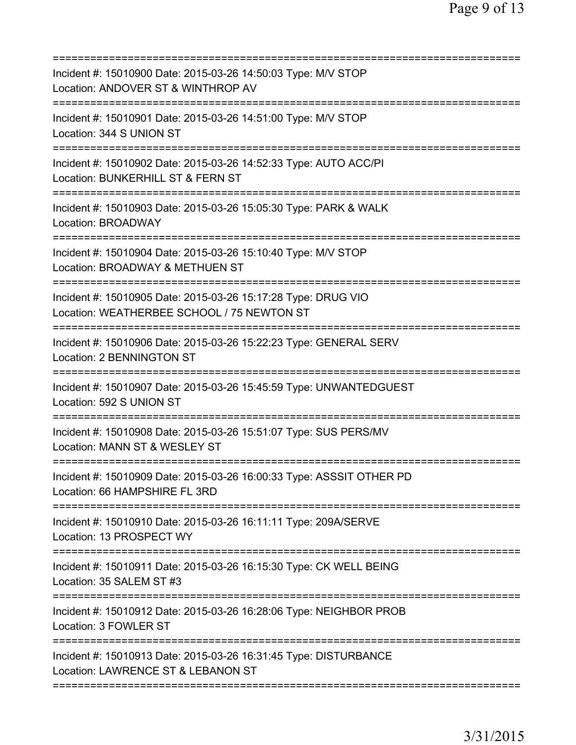===========================================================================
Incident #: 15010900 Date: 2015-03-26 14:50:03 Type: M/V STOP
Location: ANDOVER ST & WINTHROP AV
===========================================================================
Incident #: 15010901 Date: 2015-03-26 14:51:00 Type: M/V STOP
Location: 344 S UNION ST
===========================================================================
Incident #: 15010902 Date: 2015-03-26 14:52:33 Type: AUTO ACC/PI
Location: BUNKERHILL ST & FERN ST
===========================================================================
Incident #: 15010903 Date: 2015-03-26 15:05:30 Type: PARK & WALK
Location: BROADWAY
===========================================================================
Incident #: 15010904 Date: 2015-03-26 15:10:40 Type: M/V STOP
Location: BROADWAY & METHUEN ST
===========================================================================
Incident #: 15010905 Date: 2015-03-26 15:17:28 Type: DRUG VIO
Location: WEATHERBEE SCHOOL / 75 NEWTON ST
===========================================================================
Incident #: 15010906 Date: 2015-03-26 15:22:23 Type: GENERAL SERV
Location: 2 BENNINGTON ST
===========================================================================
Incident #: 15010907 Date: 2015-03-26 15:45:59 Type: UNWANTEDGUEST
Location: 592 S UNION ST
===========================================================================
Incident #: 15010908 Date: 2015-03-26 15:51:07 Type: SUS PERS/MV
Location: MANN ST & WESLEY ST
===========================================================================
Incident #: 15010909 Date: 2015-03-26 16:00:33 Type: ASSSIT OTHER PD
Location: 66 HAMPSHIRE FL 3RD
===========================================================================
Incident #: 15010910 Date: 2015-03-26 16:11:11 Type: 209A/SERVE
Location: 13 PROSPECT WY
===========================================================================
Incident #: 15010911 Date: 2015-03-26 16:15:30 Type: CK WELL BEING
Location: 35 SALEM ST #3
===========================================================================
Incident #: 15010912 Date: 2015-03-26 16:28:06 Type: NEIGHBOR PROB
Location: 3 FOWLER ST
===========================================================================
Incident #: 15010913 Date: 2015-03-26 16:31:45 Type: DISTURBANCE
Location: LAWRENCE ST & LEBANON ST
===========================================================================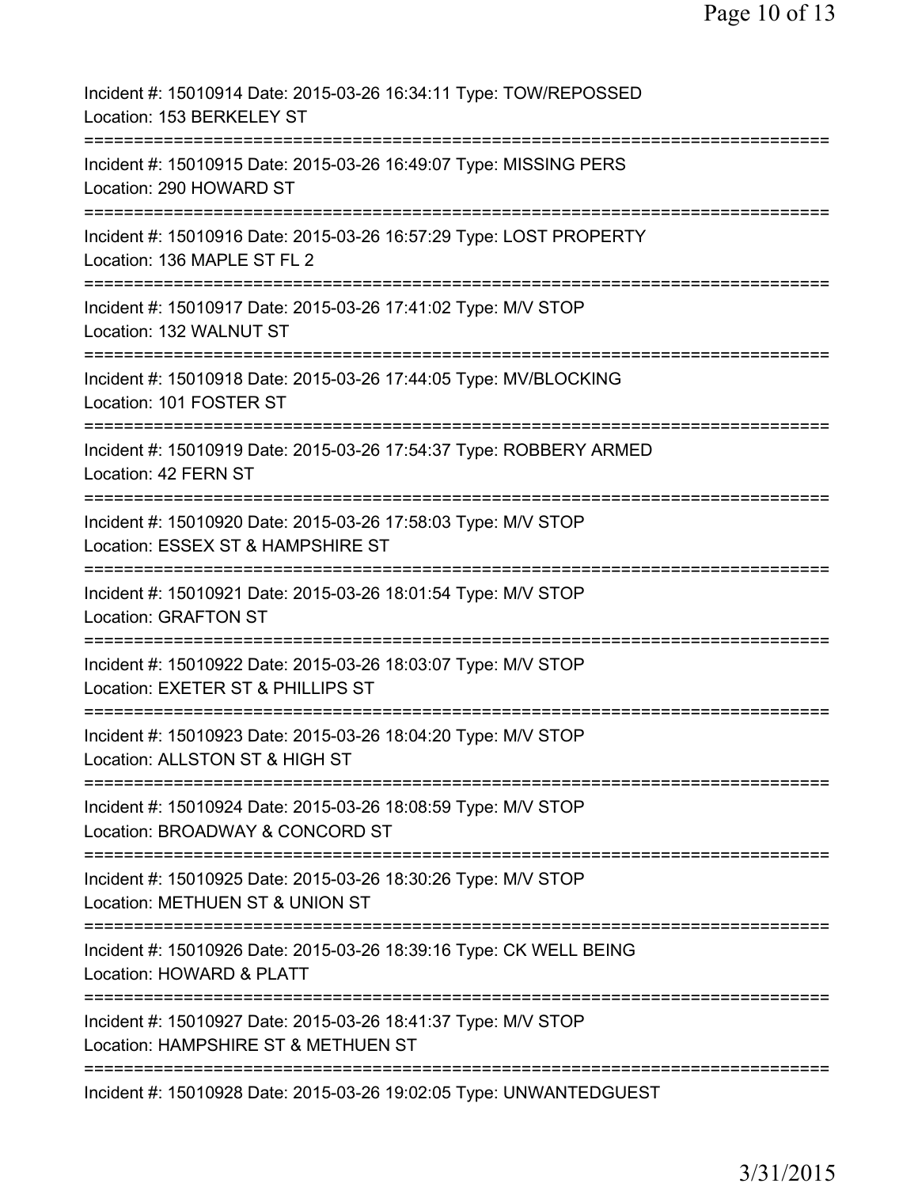Incident #: 15010914 Date: 2015-03-26 16:34:11 Type: TOW/REPOSSED
Location: 153 BERKELEY ST

===========================================================================

Incident #: 15010915 Date: 2015-03-26 16:49:07 Type: MISSING PERS
Location: 290 HOWARD ST

===========================================================================

Incident #: 15010916 Date: 2015-03-26 16:57:29 Type: LOST PROPERTY
Location: 136 MAPLE ST FL 2

===========================================================================

Incident #: 15010917 Date: 2015-03-26 17:41:02 Type: M/V STOP
Location: 132 WALNUT ST

===========================================================================

Incident #: 15010918 Date: 2015-03-26 17:44:05 Type: MV/BLOCKING
Location: 101 FOSTER ST

===========================================================================

Incident #: 15010919 Date: 2015-03-26 17:54:37 Type: ROBBERY ARMED
Location: 42 FERN ST

===========================================================================

Incident #: 15010920 Date: 2015-03-26 17:58:03 Type: M/V STOP
Location: ESSEX ST & HAMPSHIRE ST

===========================================================================

Incident #: 15010921 Date: 2015-03-26 18:01:54 Type: M/V STOP
Location: GRAFTON ST

===========================================================================

Incident #: 15010922 Date: 2015-03-26 18:03:07 Type: M/V STOP
Location: EXETER ST & PHILLIPS ST

===========================================================================

Incident #: 15010923 Date: 2015-03-26 18:04:20 Type: M/V STOP
Location: ALLSTON ST & HIGH ST

===========================================================================

Incident #: 15010924 Date: 2015-03-26 18:08:59 Type: M/V STOP
Location: BROADWAY & CONCORD ST

===========================================================================

Incident #: 15010925 Date: 2015-03-26 18:30:26 Type: M/V STOP
Location: METHUEN ST & UNION ST

===========================================================================

Incident #: 15010926 Date: 2015-03-26 18:39:16 Type: CK WELL BEING
Location: HOWARD & PLATT

===========================================================================

Incident #: 15010927 Date: 2015-03-26 18:41:37 Type: M/V STOP
Location: HAMPSHIRE ST & METHUEN ST

===========================================================================

Incident #: 15010928 Date: 2015-03-26 19:02:05 Type: UNWANTEDGUEST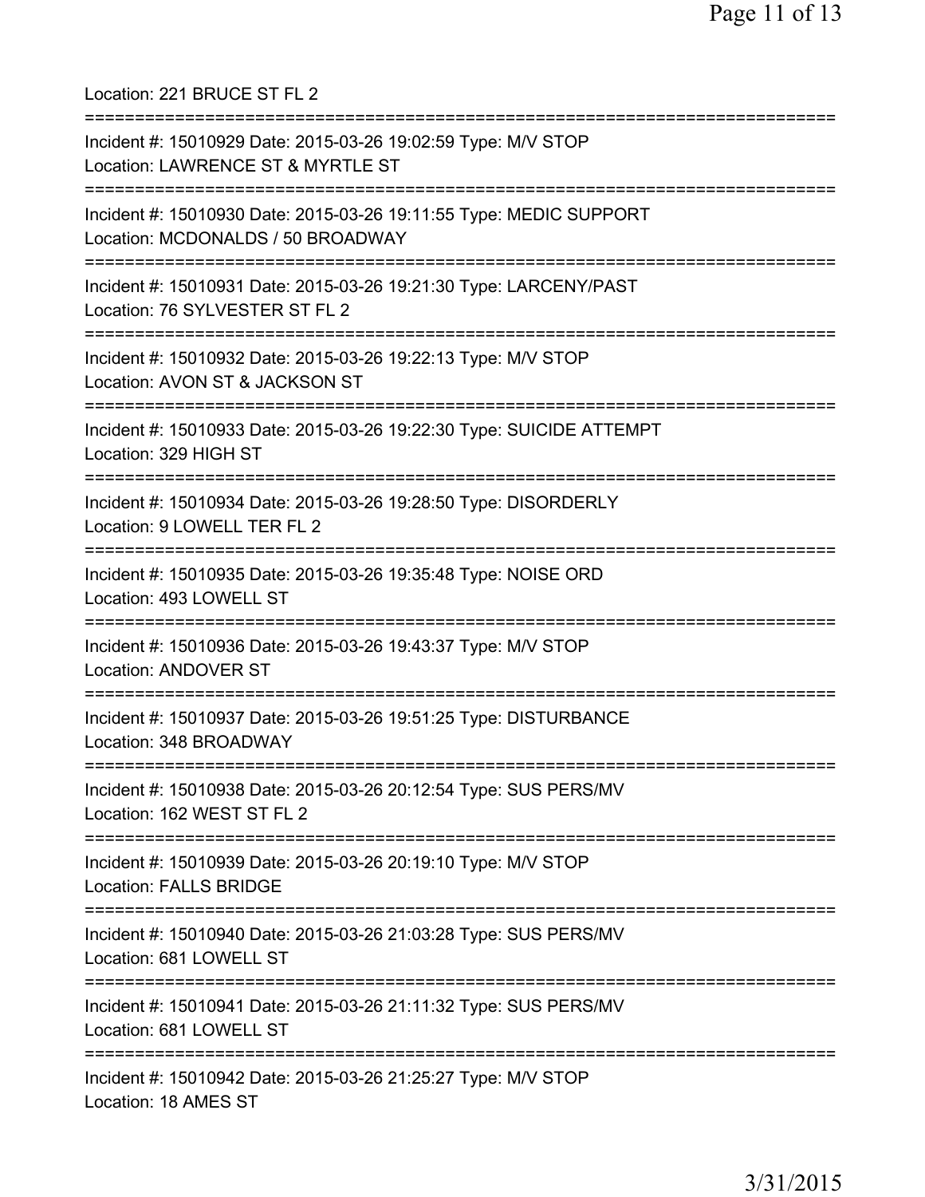Location: 221 BRUCE ST FL 2

===========================================================================

Incident #: 15010929 Date: 2015-03-26 19:02:59 Type: M/V STOP
Location: LAWRENCE ST & MYRTLE ST

===========================================================================

Incident #: 15010930 Date: 2015-03-26 19:11:55 Type: MEDIC SUPPORT
Location: MCDONALDS / 50 BROADWAY

===========================================================================

Incident #: 15010931 Date: 2015-03-26 19:21:30 Type: LARCENY/PAST
Location: 76 SYLVESTER ST FL 2

===========================================================================

Incident #: 15010932 Date: 2015-03-26 19:22:13 Type: M/V STOP
Location: AVON ST & JACKSON ST

===========================================================================

Incident #: 15010933 Date: 2015-03-26 19:22:30 Type: SUICIDE ATTEMPT
Location: 329 HIGH ST

===========================================================================

Incident #: 15010934 Date: 2015-03-26 19:28:50 Type: DISORDERLY
Location: 9 LOWELL TER FL 2

===========================================================================

Incident #: 15010935 Date: 2015-03-26 19:35:48 Type: NOISE ORD
Location: 493 LOWELL ST

===========================================================================

Incident #: 15010936 Date: 2015-03-26 19:43:37 Type: M/V STOP
Location: ANDOVER ST

===========================================================================

Incident #: 15010937 Date: 2015-03-26 19:51:25 Type: DISTURBANCE
Location: 348 BROADWAY

===========================================================================

Incident #: 15010938 Date: 2015-03-26 20:12:54 Type: SUS PERS/MV
Location: 162 WEST ST FL 2

===========================================================================

Incident #: 15010939 Date: 2015-03-26 20:19:10 Type: M/V STOP
Location: FALLS BRIDGE

===========================================================================

Incident #: 15010940 Date: 2015-03-26 21:03:28 Type: SUS PERS/MV
Location: 681 LOWELL ST

===========================================================================

Incident #: 15010941 Date: 2015-03-26 21:11:32 Type: SUS PERS/MV
Location: 681 LOWELL ST

===========================================================================

Incident #: 15010942 Date: 2015-03-26 21:25:27 Type: M/V STOP
Location: 18 AMES ST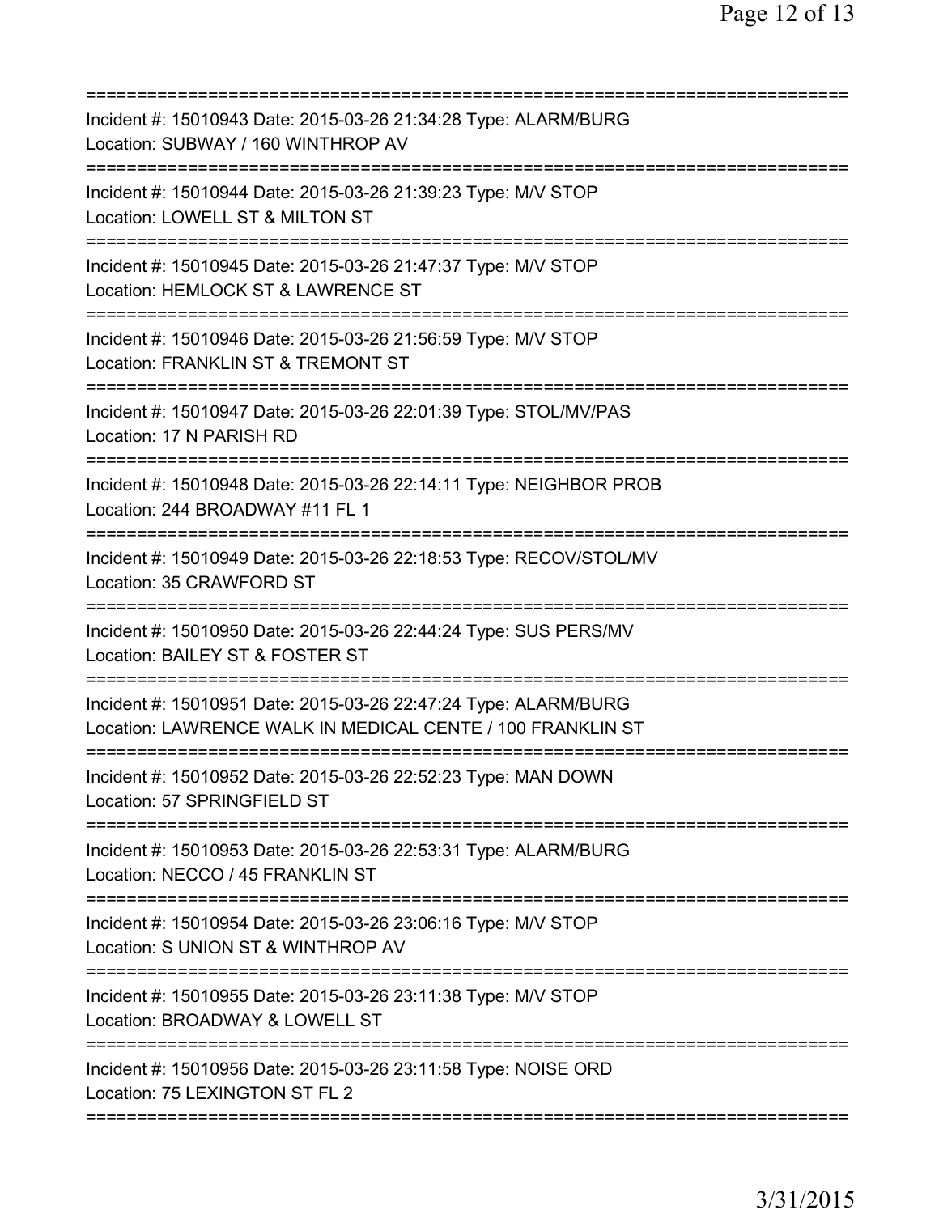===========================================================================
Incident #: 15010943 Date: 2015-03-26 21:34:28 Type: ALARM/BURG
Location: SUBWAY / 160 WINTHROP AV
===========================================================================
Incident #: 15010944 Date: 2015-03-26 21:39:23 Type: M/V STOP
Location: LOWELL ST & MILTON ST
===========================================================================
Incident #: 15010945 Date: 2015-03-26 21:47:37 Type: M/V STOP
Location: HEMLOCK ST & LAWRENCE ST
===========================================================================
Incident #: 15010946 Date: 2015-03-26 21:56:59 Type: M/V STOP
Location: FRANKLIN ST & TREMONT ST
===========================================================================
Incident #: 15010947 Date: 2015-03-26 22:01:39 Type: STOL/MV/PAS
Location: 17 N PARISH RD
===========================================================================
Incident #: 15010948 Date: 2015-03-26 22:14:11 Type: NEIGHBOR PROB
Location: 244 BROADWAY #11 FL 1
===========================================================================
Incident #: 15010949 Date: 2015-03-26 22:18:53 Type: RECOV/STOL/MV
Location: 35 CRAWFORD ST
===========================================================================
Incident #: 15010950 Date: 2015-03-26 22:44:24 Type: SUS PERS/MV
Location: BAILEY ST & FOSTER ST
===========================================================================
Incident #: 15010951 Date: 2015-03-26 22:47:24 Type: ALARM/BURG
Location: LAWRENCE WALK IN MEDICAL CENTE / 100 FRANKLIN ST
===========================================================================
Incident #: 15010952 Date: 2015-03-26 22:52:23 Type: MAN DOWN
Location: 57 SPRINGFIELD ST
===========================================================================
Incident #: 15010953 Date: 2015-03-26 22:53:31 Type: ALARM/BURG
Location: NECCO / 45 FRANKLIN ST
===========================================================================
Incident #: 15010954 Date: 2015-03-26 23:06:16 Type: M/V STOP
Location: S UNION ST & WINTHROP AV
===========================================================================
Incident #: 15010955 Date: 2015-03-26 23:11:38 Type: M/V STOP
Location: BROADWAY & LOWELL ST
===========================================================================
Incident #: 15010956 Date: 2015-03-26 23:11:58 Type: NOISE ORD
Location: 75 LEXINGTON ST FL 2
===========================================================================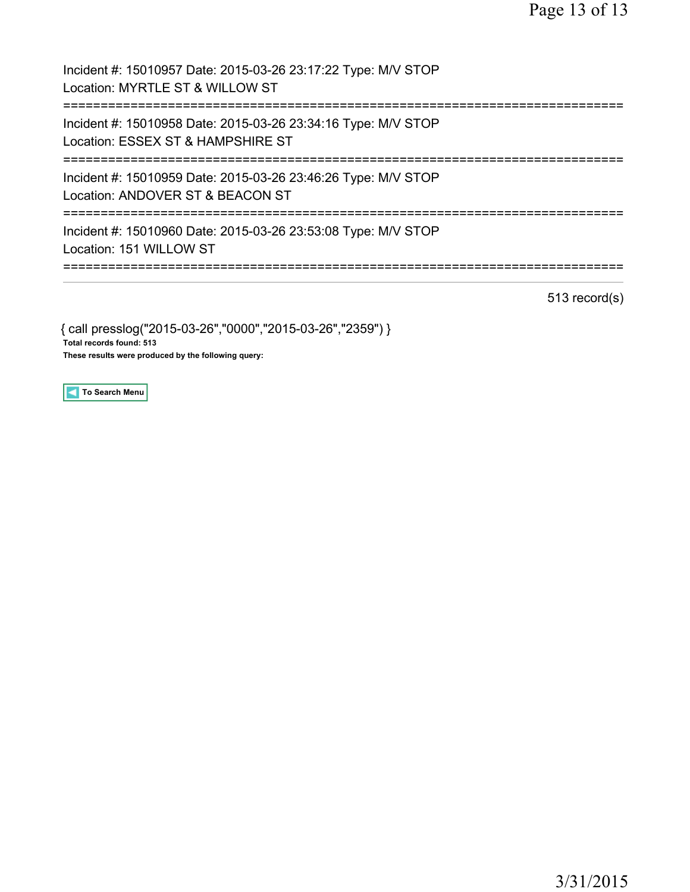Incident #: 15010957 Date: 2015-03-26 23:17:22 Type: M/V STOP
Location: MYRTLE ST & WILLOW ST

===========================================================================

Incident #: 15010958 Date: 2015-03-26 23:34:16 Type: M/V STOP
Location: ESSEX ST & HAMPSHIRE ST

===========================================================================

Incident #: 15010959 Date: 2015-03-26 23:46:26 Type: M/V STOP
Location: ANDOVER ST & BEACON ST

===========================================================================

Incident #: 15010960 Date: 2015-03-26 23:53:08 Type: M/V STOP
Location: 151 WILLOW ST

===========================================================================

513 record(s)

{ call presslog("2015-03-26","0000","2015-03-26","2359") }

**Total records found: 513**

**These results were produced by the following query:**

**To Search Menu**